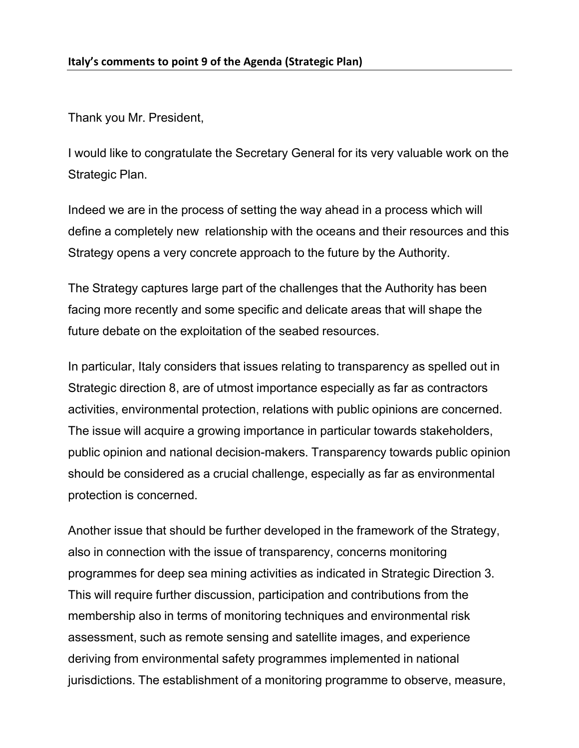**Italy's comments to point 9 of the Agenda (Strategic Plan)**

Thank you Mr. President,

I would like to congratulate the Secretary General for its very valuable work on the Strategic Plan.

Indeed we are in the process of setting the way ahead in a process which will define a completely new relationship with the oceans and their resources and this Strategy opens a very concrete approach to the future by the Authority.

The Strategy captures large part of the challenges that the Authority has been facing more recently and some specific and delicate areas that will shape the future debate on the exploitation of the seabed resources.

In particular, Italy considers that issues relating to transparency as spelled out in Strategic direction 8, are of utmost importance especially as far as contractors activities, environmental protection, relations with public opinions are concerned. The issue will acquire a growing importance in particular towards stakeholders, public opinion and national decision-makers. Transparency towards public opinion should be considered as a crucial challenge, especially as far as environmental protection is concerned.

Another issue that should be further developed in the framework of the Strategy, also in connection with the issue of transparency, concerns monitoring programmes for deep sea mining activities as indicated in Strategic Direction 3. This will require further discussion, participation and contributions from the membership also in terms of monitoring techniques and environmental risk assessment, such as remote sensing and satellite images, and experience deriving from environmental safety programmes implemented in national jurisdictions. The establishment of a monitoring programme to observe, measure,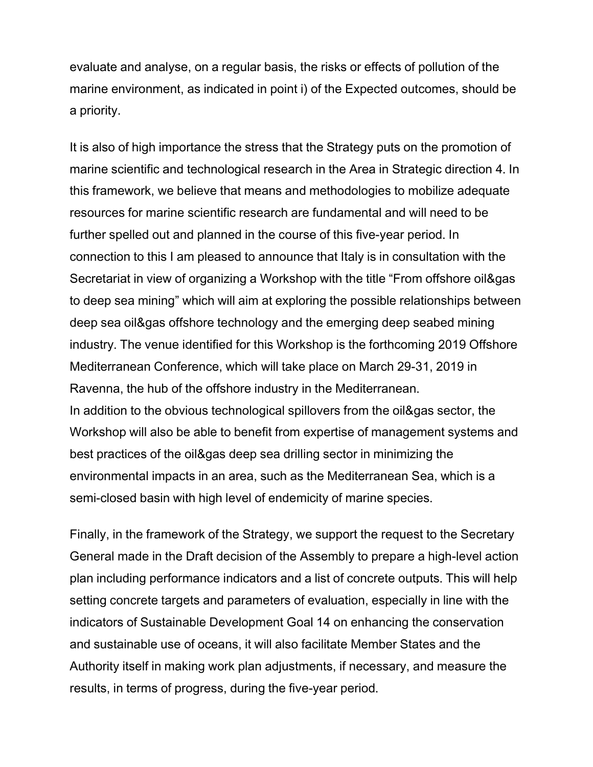evaluate and analyse, on a regular basis, the risks or effects of pollution of the marine environment, as indicated in point i) of the Expected outcomes, should be a priority.

It is also of high importance the stress that the Strategy puts on the promotion of marine scientific and technological research in the Area in Strategic direction 4. In this framework, we believe that means and methodologies to mobilize adequate resources for marine scientific research are fundamental and will need to be further spelled out and planned in the course of this five-year period. In connection to this I am pleased to announce that Italy is in consultation with the Secretariat in view of organizing a Workshop with the title "From offshore oil&gas to deep sea mining" which will aim at exploring the possible relationships between deep sea oil&gas offshore technology and the emerging deep seabed mining industry. The venue identified for this Workshop is the forthcoming 2019 Offshore Mediterranean Conference, which will take place on March 29-31, 2019 in Ravenna, the hub of the offshore industry in the Mediterranean.
In addition to the obvious technological spillovers from the oil&gas sector, the Workshop will also be able to benefit from expertise of management systems and best practices of the oil&gas deep sea drilling sector in minimizing the environmental impacts in an area, such as the Mediterranean Sea, which is a semi-closed basin with high level of endemicity of marine species.

Finally, in the framework of the Strategy, we support the request to the Secretary General made in the Draft decision of the Assembly to prepare a high-level action plan including performance indicators and a list of concrete outputs. This will help setting concrete targets and parameters of evaluation, especially in line with the indicators of Sustainable Development Goal 14 on enhancing the conservation and sustainable use of oceans, it will also facilitate Member States and the Authority itself in making work plan adjustments, if necessary, and measure the results, in terms of progress, during the five-year period.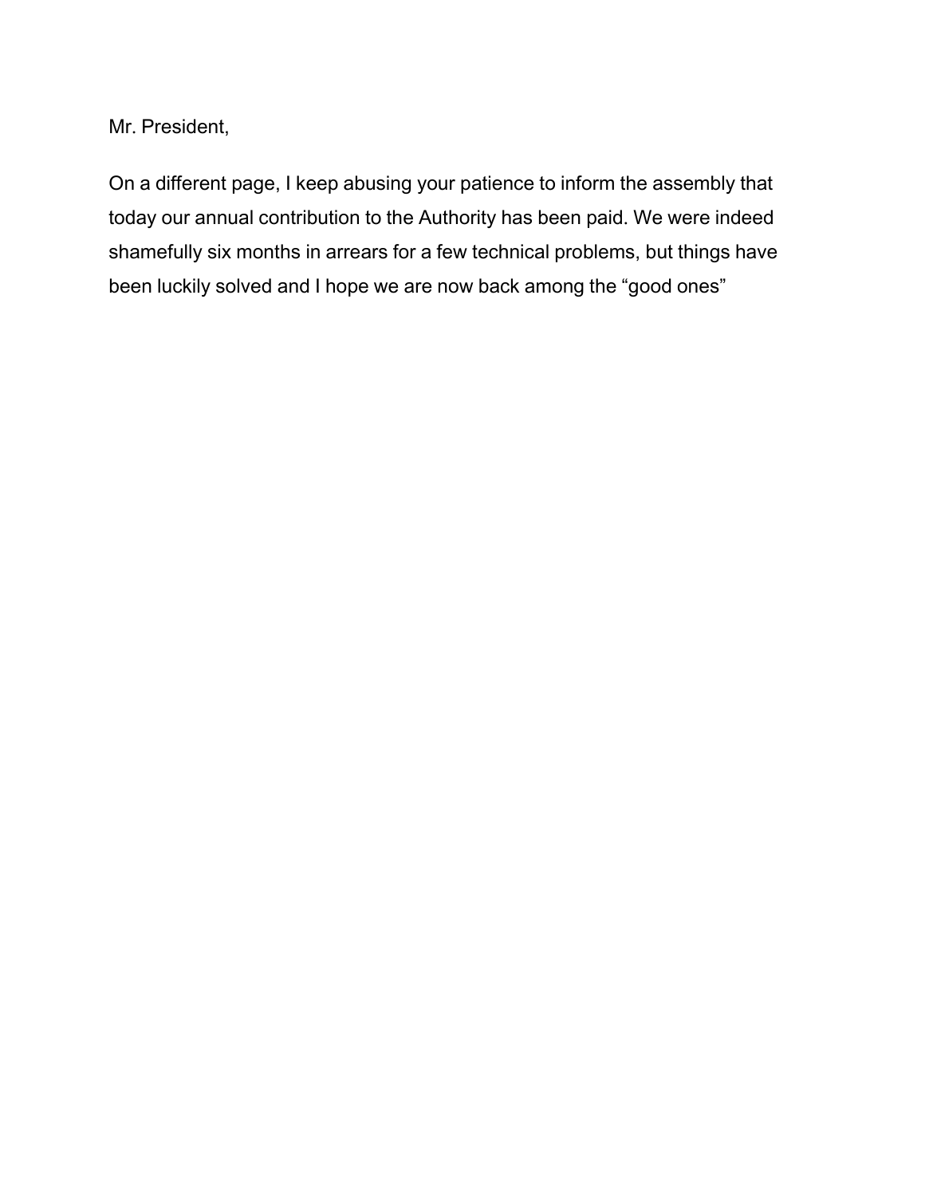Mr. President,

On a different page, I keep abusing your patience to inform the assembly that today our annual contribution to the Authority has been paid. We were indeed shamefully six months in arrears for a few technical problems, but things have been luckily solved and I hope we are now back among the "good ones"